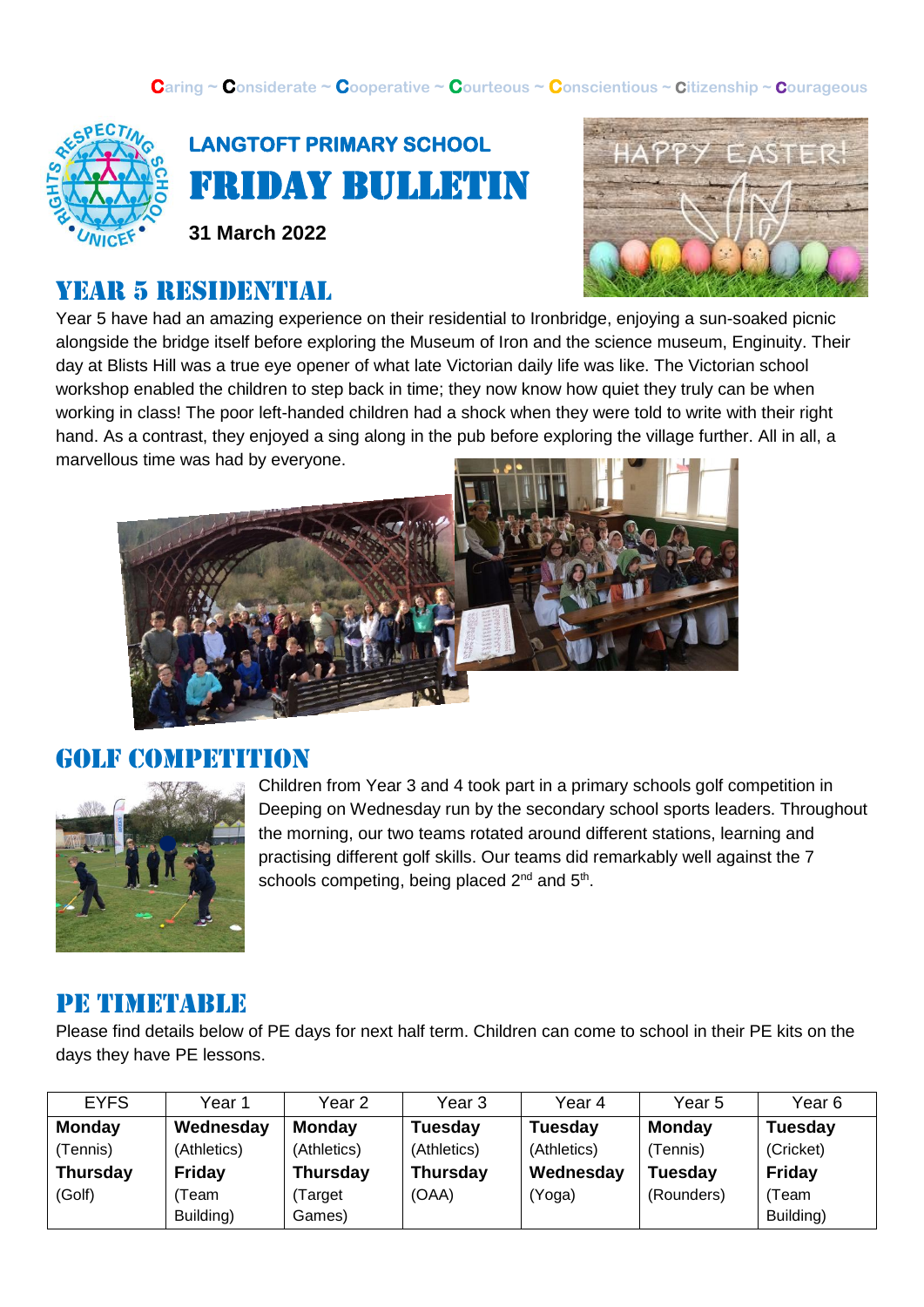Caring ~ Considerate ~ Cooperative ~ Courteous ~ Conscientious ~ Citizenship ~ Courageous

# LANGTOFT PRIMARY SCHOOL
# FRIDAY BULLETIN

**31 March 2022**

## YEAR 5 RESIDENTIAL

Year 5 have had an amazing experience on their residential to Ironbridge, enjoying a sun-soaked picnic alongside the bridge itself before exploring the Museum of Iron and the science museum, Enginuity. Their day at Blists Hill was a true eye opener of what late Victorian daily life was like. The Victorian school workshop enabled the children to step back in time; they now know how quiet they truly can be when working in class! The poor left-handed children had a shock when they were told to write with their right hand. As a contrast, they enjoyed a sing along in the pub before exploring the village further. All in all, a marvellous time was had by everyone.

## GOLF COMPETITION

Children from Year 3 and 4 took part in a primary schools golf competition in Deeping on Wednesday run by the secondary school sports leaders. Throughout the morning, our two teams rotated around different stations, learning and practising different golf skills. Our teams did remarkably well against the 7 schools competing, being placed 2nd and 5th.

## PE TIMETABLE

Please find details below of PE days for next half term. Children can come to school in their PE kits on the days they have PE lessons.

| EYFS | Year 1 | Year 2 | Year 3 | Year 4 | Year 5 | Year 6 |
|---|---|---|---|---|---|---|
| **Monday** (Tennis) **Thursday** (Golf) | **Wednesday** (Athletics) **Friday** (Team Building) | **Monday** (Athletics) **Thursday** (Target Games) | **Tuesday** (Athletics) **Thursday** (OAA) | **Tuesday** (Athletics) **Wednesday** (Yoga) | **Monday** (Tennis) **Tuesday** (Rounders) | **Tuesday** (Cricket) **Friday** (Team Building) |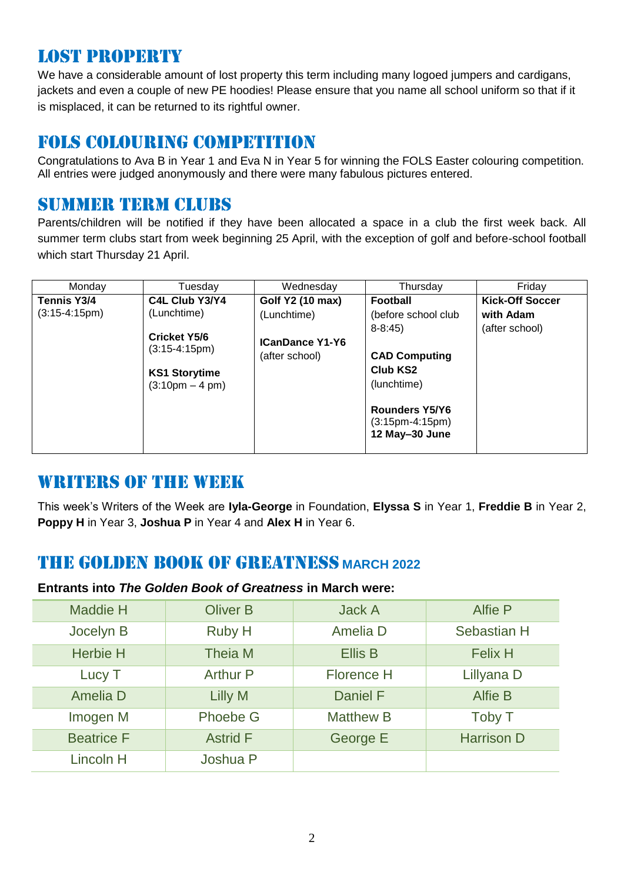## LOST PROPERTY

We have a considerable amount of lost property this term including many logoed jumpers and cardigans, jackets and even a couple of new PE hoodies! Please ensure that you name all school uniform so that if it is misplaced, it can be returned to its rightful owner.

## FOLS COLOURING COMPETITION

Congratulations to Ava B in Year 1 and Eva N in Year 5 for winning the FOLS Easter colouring competition. All entries were judged anonymously and there were many fabulous pictures entered.

## SUMMER TERM CLUBS

Parents/children will be notified if they have been allocated a space in a club the first week back. All summer term clubs start from week beginning 25 April, with the exception of golf and before-school football which start Thursday 21 April.

| Monday | Tuesday | Wednesday | Thursday | Friday |
|---|---|---|---|---|
| **Tennis Y3/4** (3:15-4:15pm) | **C4L Club Y3/Y4** (Lunchtime)<br><br>**Cricket Y5/6** (3:15-4:15pm)<br><br>**KS1 Storytime** (3:10pm – 4 pm) | **Golf Y2 (10 max)** (Lunchtime)<br><br>**ICanDance Y1-Y6** (after school) | **Football** (before school club 8-8:45)<br><br>**CAD Computing Club KS2** (lunchtime)<br><br>**Rounders Y5/Y6** (3:15pm-4:15pm) **12 May–30 June** | **Kick-Off Soccer with Adam** (after school) |

## WRITERS OF THE WEEK

This week's Writers of the Week are **Iyla-George** in Foundation, **Elyssa S** in Year 1, **Freddie B** in Year 2, **Poppy H** in Year 3, **Joshua P** in Year 4 and **Alex H** in Year 6.

## THE GOLDEN BOOK OF GREATNESS MARCH 2022

**Entrants into *The Golden Book of Greatness* in March were:**

| | | | |
|---|---|---|---|
| Maddie H | Oliver B | Jack A | Alfie P |
| Jocelyn B | Ruby H | Amelia D | Sebastian H |
| Herbie H | Theia M | Ellis B | Felix H |
| Lucy T | Arthur P | Florence H | Lillyana D |
| Amelia D | Lilly M | Daniel F | Alfie B |
| Imogen M | Phoebe G | Matthew B | Toby T |
| Beatrice F | Astrid F | George E | Harrison D |
| Lincoln H | Joshua P | | |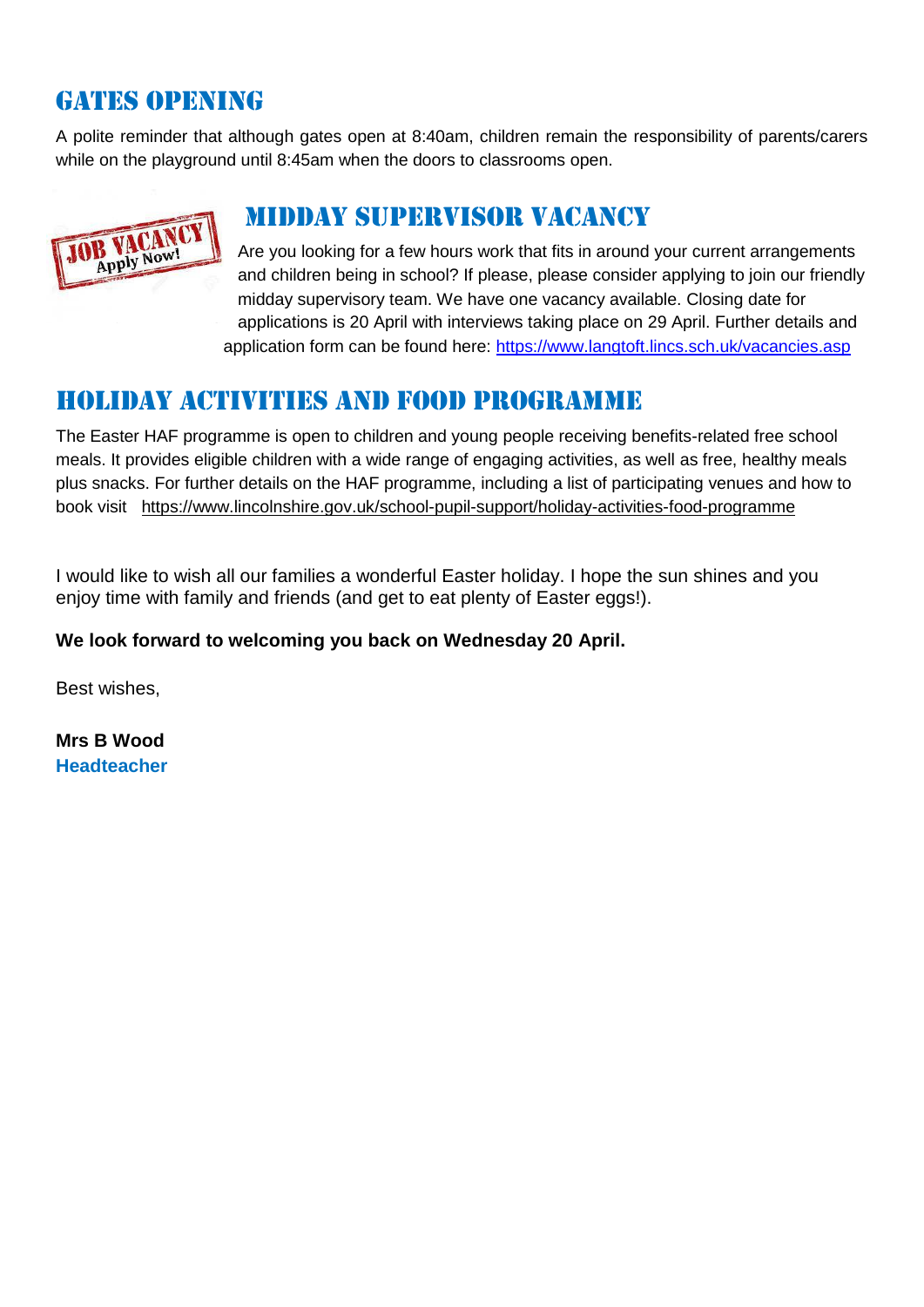## Gates Opening

A polite reminder that although gates open at 8:40am, children remain the responsibility of parents/carers while on the playground until 8:45am when the doors to classrooms open.

## Midday Supervisor Vacancy

Are you looking for a few hours work that fits in around your current arrangements and children being in school? If please, please consider applying to join our friendly midday supervisory team. We have one vacancy available. Closing date for applications is 20 April with interviews taking place on 29 April. Further details and application form can be found here: https://www.langtoft.lincs.sch.uk/vacancies.asp

## Holiday Activities and Food Programme

The Easter HAF programme is open to children and young people receiving benefits-related free school meals. It provides eligible children with a wide range of engaging activities, as well as free, healthy meals plus snacks. For further details on the HAF programme, including a list of participating venues and how to book visit https://www.lincolnshire.gov.uk/school-pupil-support/holiday-activities-food-programme

I would like to wish all our families a wonderful Easter holiday. I hope the sun shines and you enjoy time with family and friends (and get to eat plenty of Easter eggs!).

**We look forward to welcoming you back on Wednesday 20 April.**

Best wishes,

**Mrs B Wood**
**Headteacher**